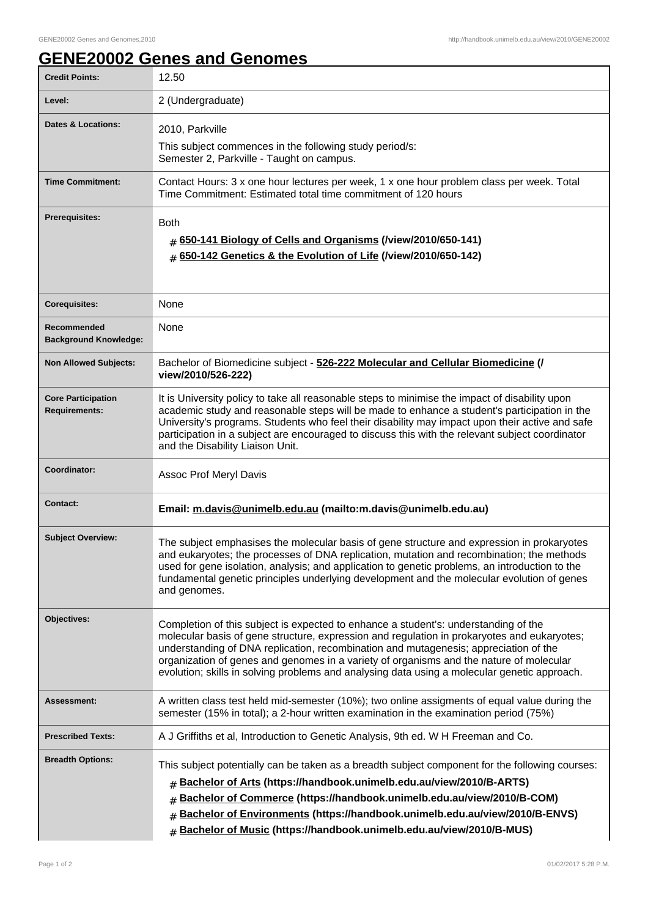# GENE20002 Genes and Genomes

| | |
|---|---|
| **Credit Points:** | 12.50 |
| **Level:** | 2 (Undergraduate) |
| **Dates & Locations:** | 2010, Parkville<br>This subject commences in the following study period/s:<br>Semester 2, Parkville - Taught on campus. |
| **Time Commitment:** | Contact Hours: 3 x one hour lectures per week, 1 x one hour problem class per week. Total Time Commitment: Estimated total time commitment of 120 hours |
| **Prerequisites:** | Both<br># **650-141 Biology of Cells and Organisms (/view/2010/650-141)**<br># **650-142 Genetics & the Evolution of Life (/view/2010/650-142)** |
| **Corequisites:** | None |
| **Recommended Background Knowledge:** | None |
| **Non Allowed Subjects:** | Bachelor of Biomedicine subject - **526-222 Molecular and Cellular Biomedicine (/ view/2010/526-222)** |
| **Core Participation Requirements:** | It is University policy to take all reasonable steps to minimise the impact of disability upon academic study and reasonable steps will be made to enhance a student's participation in the University's programs. Students who feel their disability may impact upon their active and safe participation in a subject are encouraged to discuss this with the relevant subject coordinator and the Disability Liaison Unit. |
| **Coordinator:** | Assoc Prof Meryl Davis |
| **Contact:** | **Email: m.davis@unimelb.edu.au (mailto:m.davis@unimelb.edu.au)** |
| **Subject Overview:** | The subject emphasises the molecular basis of gene structure and expression in prokaryotes and eukaryotes; the processes of DNA replication, mutation and recombination; the methods used for gene isolation, analysis; and application to genetic problems, an introduction to the fundamental genetic principles underlying development and the molecular evolution of genes and genomes. |
| **Objectives:** | Completion of this subject is expected to enhance a student's: understanding of the molecular basis of gene structure, expression and regulation in prokaryotes and eukaryotes; understanding of DNA replication, recombination and mutagenesis; appreciation of the organization of genes and genomes in a variety of organisms and the nature of molecular evolution; skills in solving problems and analysing data using a molecular genetic approach. |
| **Assessment:** | A written class test held mid-semester (10%); two online assigments of equal value during the semester (15% in total); a 2-hour written examination in the examination period (75%) |
| **Prescribed Texts:** | A J Griffiths et al, Introduction to Genetic Analysis, 9th ed. W H Freeman and Co. |
| **Breadth Options:** | This subject potentially can be taken as a breadth subject component for the following courses:<br># **Bachelor of Arts (https://handbook.unimelb.edu.au/view/2010/B-ARTS)**<br># **Bachelor of Commerce (https://handbook.unimelb.edu.au/view/2010/B-COM)**<br># **Bachelor of Environments (https://handbook.unimelb.edu.au/view/2010/B-ENVS)**<br># **Bachelor of Music (https://handbook.unimelb.edu.au/view/2010/B-MUS)** |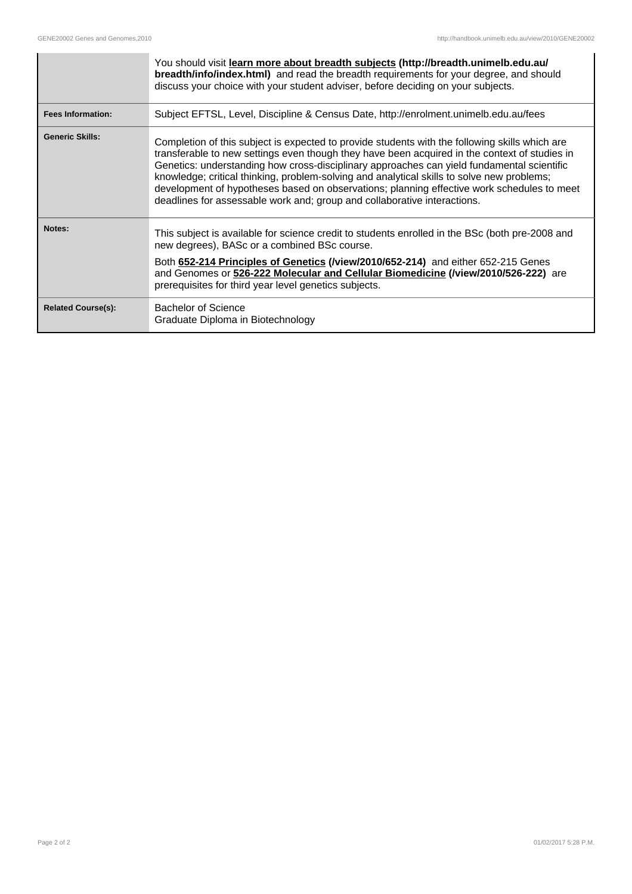| | |
|---|---|
| | You should visit **learn more about breadth subjects (http://breadth.unimelb.edu.au/breadth/info/index.html)** and read the breadth requirements for your degree, and should discuss your choice with your student adviser, before deciding on your subjects. |
| **Fees Information:** | Subject EFTSL, Level, Discipline & Census Date, http://enrolment.unimelb.edu.au/fees |
| **Generic Skills:** | Completion of this subject is expected to provide students with the following skills which are transferable to new settings even though they have been acquired in the context of studies in Genetics: understanding how cross-disciplinary approaches can yield fundamental scientific knowledge; critical thinking, problem-solving and analytical skills to solve new problems; development of hypotheses based on observations; planning effective work schedules to meet deadlines for assessable work and; group and collaborative interactions. |
| **Notes:** | This subject is available for science credit to students enrolled in the BSc (both pre-2008 and new degrees), BASc or a combined BSc course.<br><br>Both **652-214 Principles of Genetics (/view/2010/652-214)** and either 652-215 Genes and Genomes or **526-222 Molecular and Cellular Biomedicine (/view/2010/526-222)** are prerequisites for third year level genetics subjects. |
| **Related Course(s):** | Bachelor of Science<br>Graduate Diploma in Biotechnology |